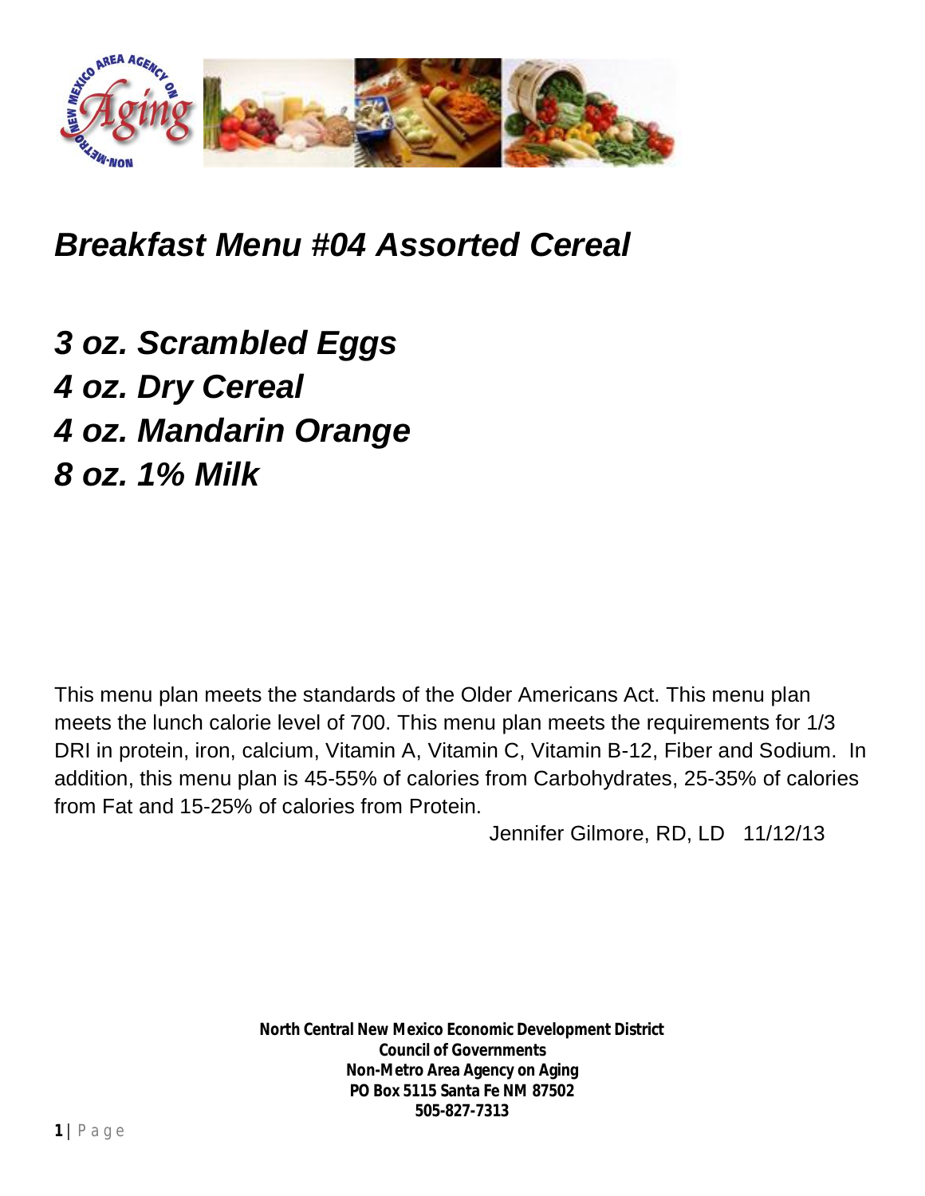# *Breakfast Menu #04 Assorted Cereal*

***3 oz. Scrambled Eggs***
***4 oz. Dry Cereal***
***4 oz. Mandarin Orange***
***8 oz. 1% Milk***

This menu plan meets the standards of the Older Americans Act. This menu plan meets the lunch calorie level of 700. This menu plan meets the requirements for 1/3 DRI in protein, iron, calcium, Vitamin A, Vitamin C, Vitamin B-12, Fiber and Sodium. In addition, this menu plan is 45-55% of calories from Carbohydrates, 25-35% of calories from Fat and 15-25% of calories from Protein.

Jennifer Gilmore, RD, LD 11/12/13

**North Central New Mexico Economic Development District**
**Council of Governments**
**Non-Metro Area Agency on Aging**
**PO Box 5115 Santa Fe NM 87502**
**505-827-7313**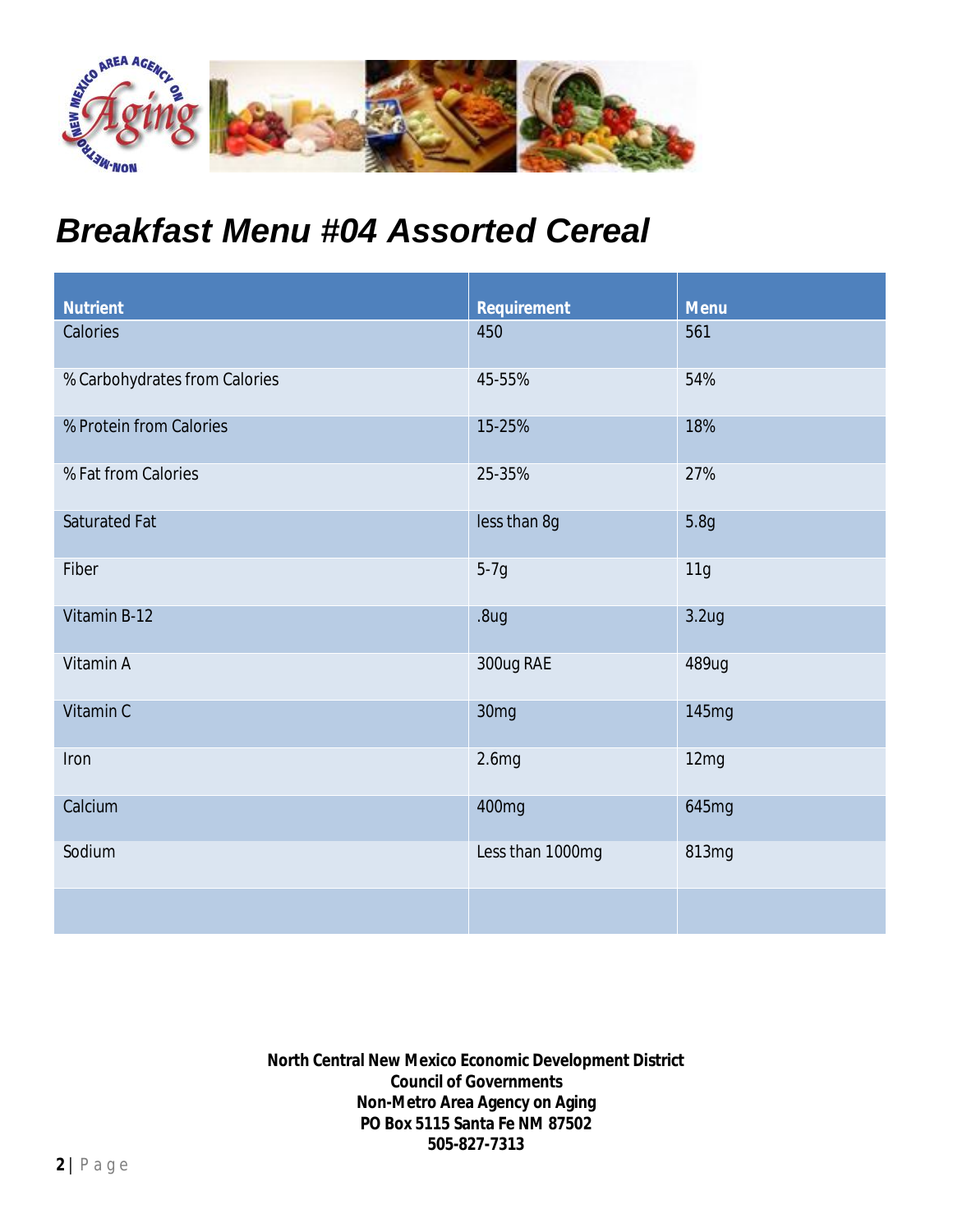# *Breakfast Menu #04 Assorted Cereal*

| Nutrient | Requirement | Menu |
|---|---|---|
| Calories | 450 | 561 |
| % Carbohydrates from Calories | 45-55% | 54% |
| % Protein from Calories | 15-25% | 18% |
| % Fat from Calories | 25-35% | 27% |
| Saturated Fat | less than 8g | 5.8g |
| Fiber | 5-7g | 11g |
| Vitamin B-12 | .8ug | 3.2ug |
| Vitamin A | 300ug RAE | 489ug |
| Vitamin C | 30mg | 145mg |
| Iron | 2.6mg | 12mg |
| Calcium | 400mg | 645mg |
| Sodium | Less than 1000mg | 813mg |
| | | |

**North Central New Mexico Economic Development District**
**Council of Governments**
**Non-Metro Area Agency on Aging**
**PO Box 5115 Santa Fe NM 87502**
**505-827-7313**